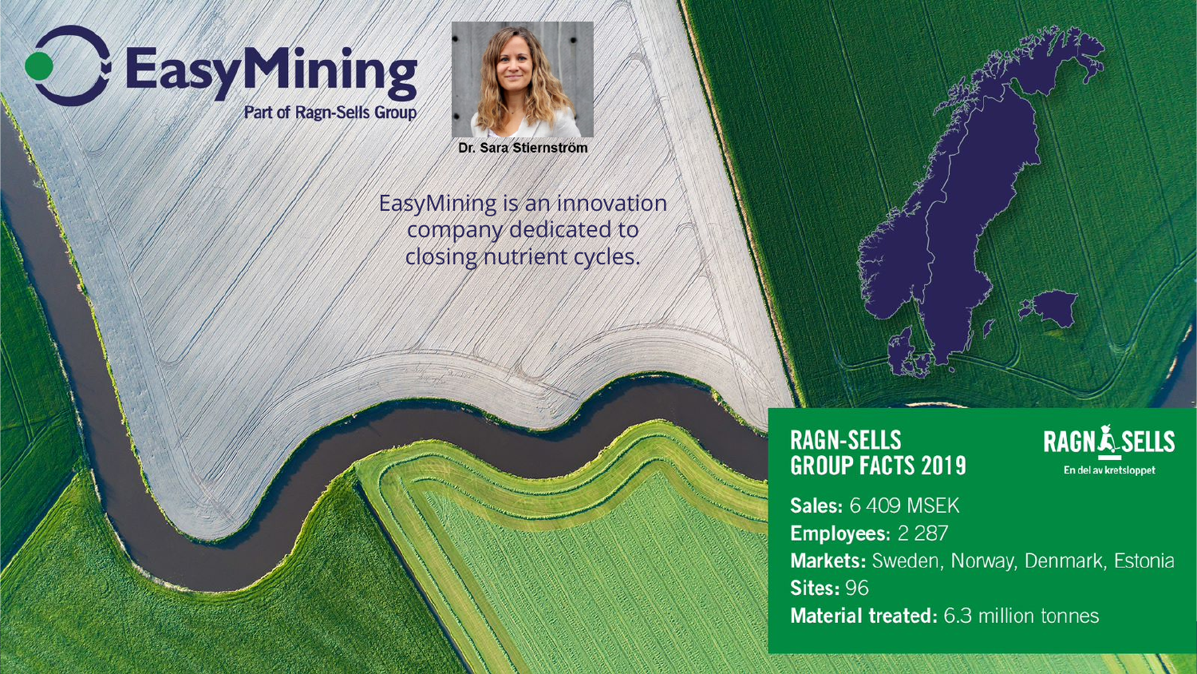# EasyMining

Part of Ragn-Sells Group

Dr. Sara Stiernström

EasyMining is an innovation company dedicated to closing nutrient cycles.

## RAGN-SELLS GROUP FACTS 2019

RAGN-SELLS
En del av kretsloppet

**Sales:** 6 409 MSEK
**Employees:** 2 287
**Markets:** Sweden, Norway, Denmark, Estonia
**Sites:** 96
**Material treated:** 6.3 million tonnes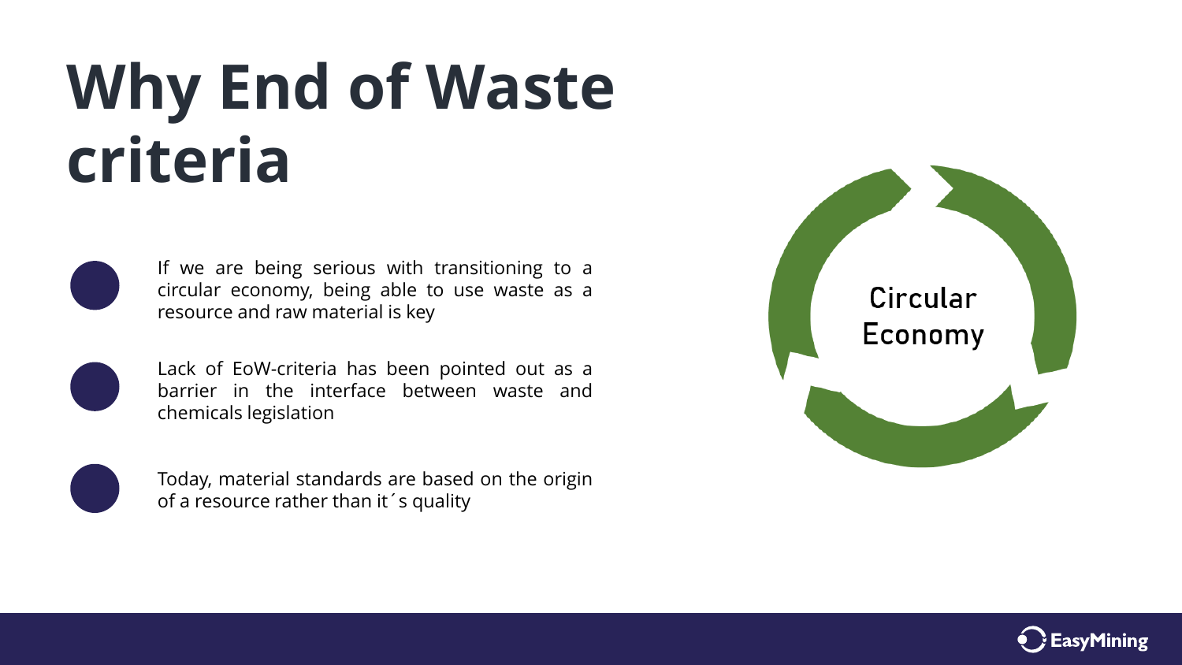# Why End of Waste criteria

- If we are being serious with transitioning to a circular economy, being able to use waste as a resource and raw material is key
- Lack of EoW-criteria has been pointed out as a barrier in the interface between waste and chemicals legislation
- Today, material standards are based on the origin of a resource rather than it´s quality

Circular Economy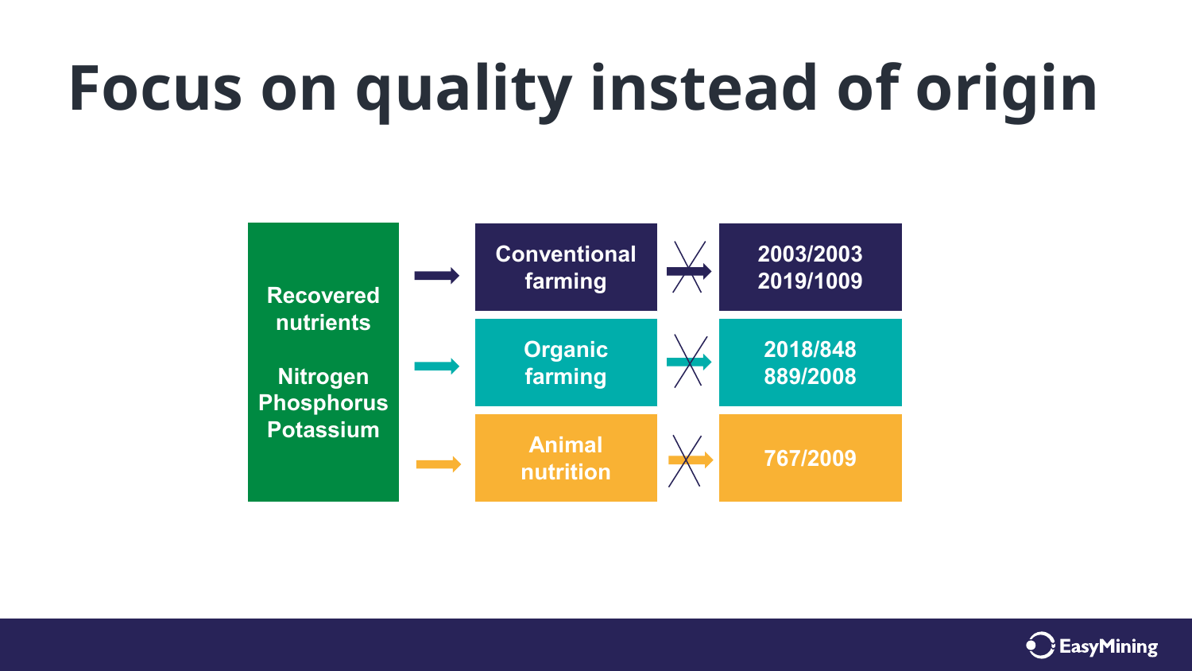# Focus on quality instead of origin

Recovered nutrients

Nitrogen
Phosphorus
Potassium

| Sector | Regulation |
| --- | --- |
| Conventional farming | 2003/2003<br>2019/1009 |
| Organic farming | 2018/848<br>889/2008 |
| Animal nutrition | 767/2009 |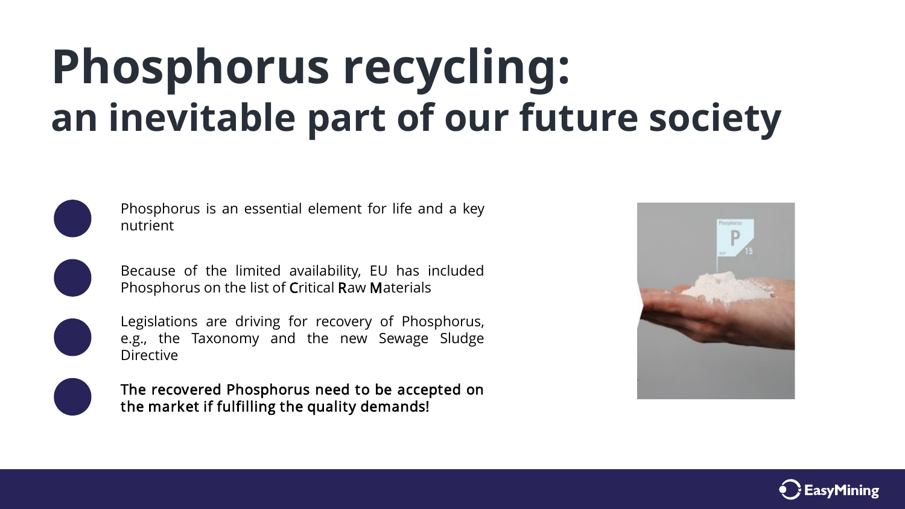# Phosphorus recycling:
## an inevitable part of our future society

- Phosphorus is an essential element for life and a key nutrient
- Because of the limited availability, EU has included Phosphorus on the list of **C**ritical **R**aw **M**aterials
- Legislations are driving for recovery of Phosphorus, e.g., the Taxonomy and the new Sewage Sludge Directive
- The recovered Phosphorus need to be accepted on the market if fulfilling the quality demands!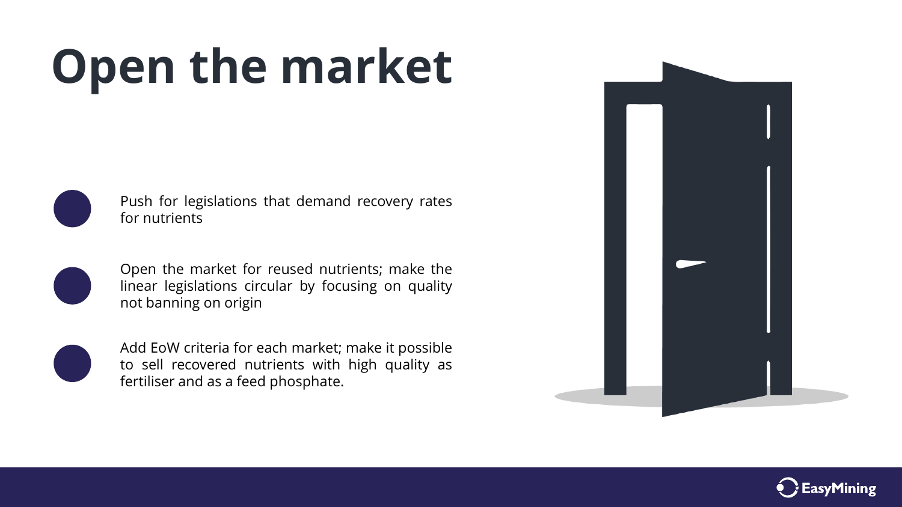# Open the market

- Push for legislations that demand recovery rates for nutrients
- Open the market for reused nutrients; make the linear legislations circular by focusing on quality not banning on origin
- Add EoW criteria for each market; make it possible to sell recovered nutrients with high quality as fertiliser and as a feed phosphate.